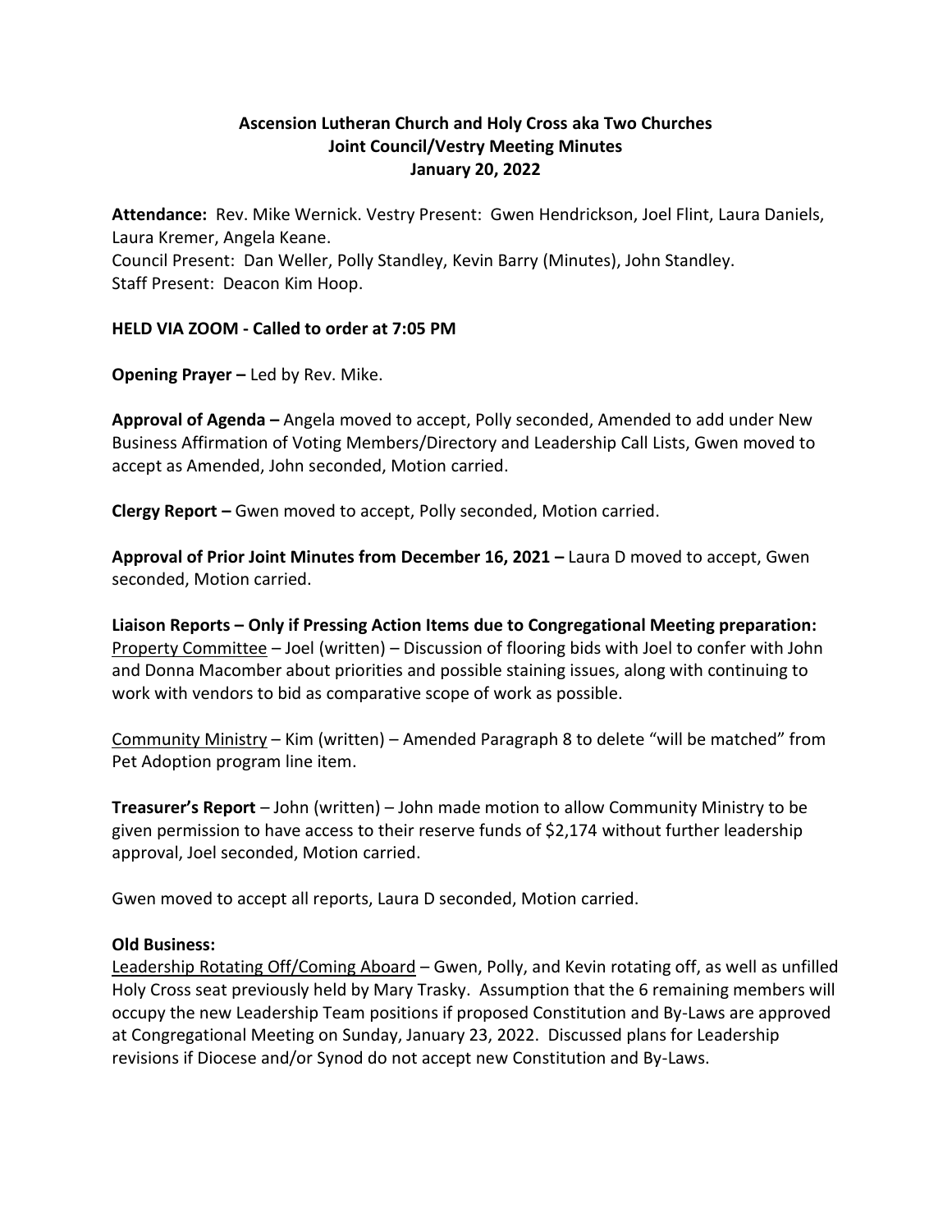# Ascension Lutheran Church and Holy Cross aka Two Churches
## Joint Council/Vestry Meeting Minutes
### January 20, 2022

**Attendance:** Rev. Mike Wernick. Vestry Present: Gwen Hendrickson, Joel Flint, Laura Daniels, Laura Kremer, Angela Keane.
Council Present: Dan Weller, Polly Standley, Kevin Barry (Minutes), John Standley.
Staff Present: Deacon Kim Hoop.

**HELD VIA ZOOM - Called to order at 7:05 PM**

**Opening Prayer –** Led by Rev. Mike.

**Approval of Agenda –** Angela moved to accept, Polly seconded, Amended to add under New Business Affirmation of Voting Members/Directory and Leadership Call Lists, Gwen moved to accept as Amended, John seconded, Motion carried.

**Clergy Report –** Gwen moved to accept, Polly seconded, Motion carried.

**Approval of Prior Joint Minutes from December 16, 2021 –** Laura D moved to accept, Gwen seconded, Motion carried.

**Liaison Reports – Only if Pressing Action Items due to Congregational Meeting preparation:**
<u>Property Committee</u> – Joel (written) – Discussion of flooring bids with Joel to confer with John and Donna Macomber about priorities and possible staining issues, along with continuing to work with vendors to bid as comparative scope of work as possible.

<u>Community Ministry</u> – Kim (written) – Amended Paragraph 8 to delete "will be matched" from Pet Adoption program line item.

**Treasurer's Report** – John (written) – John made motion to allow Community Ministry to be given permission to have access to their reserve funds of $2,174 without further leadership approval, Joel seconded, Motion carried.

Gwen moved to accept all reports, Laura D seconded, Motion carried.

**Old Business:**
<u>Leadership Rotating Off/Coming Aboard</u> – Gwen, Polly, and Kevin rotating off, as well as unfilled Holy Cross seat previously held by Mary Trasky. Assumption that the 6 remaining members will occupy the new Leadership Team positions if proposed Constitution and By-Laws are approved at Congregational Meeting on Sunday, January 23, 2022. Discussed plans for Leadership revisions if Diocese and/or Synod do not accept new Constitution and By-Laws.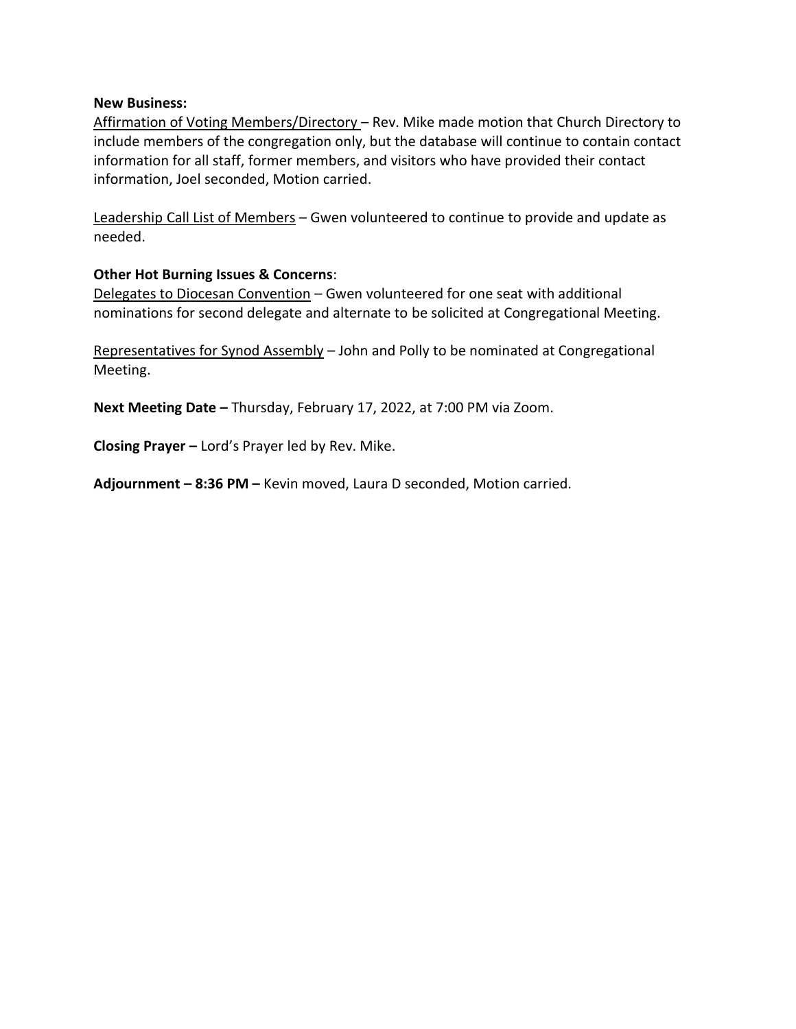**New Business:**

Affirmation of Voting Members/Directory – Rev. Mike made motion that Church Directory to include members of the congregation only, but the database will continue to contain contact information for all staff, former members, and visitors who have provided their contact information, Joel seconded, Motion carried.

Leadership Call List of Members – Gwen volunteered to continue to provide and update as needed.

**Other Hot Burning Issues & Concerns**:

Delegates to Diocesan Convention – Gwen volunteered for one seat with additional nominations for second delegate and alternate to be solicited at Congregational Meeting.

Representatives for Synod Assembly – John and Polly to be nominated at Congregational Meeting.

**Next Meeting Date –** Thursday, February 17, 2022, at 7:00 PM via Zoom.

**Closing Prayer –** Lord's Prayer led by Rev. Mike.

**Adjournment – 8:36 PM –** Kevin moved, Laura D seconded, Motion carried.